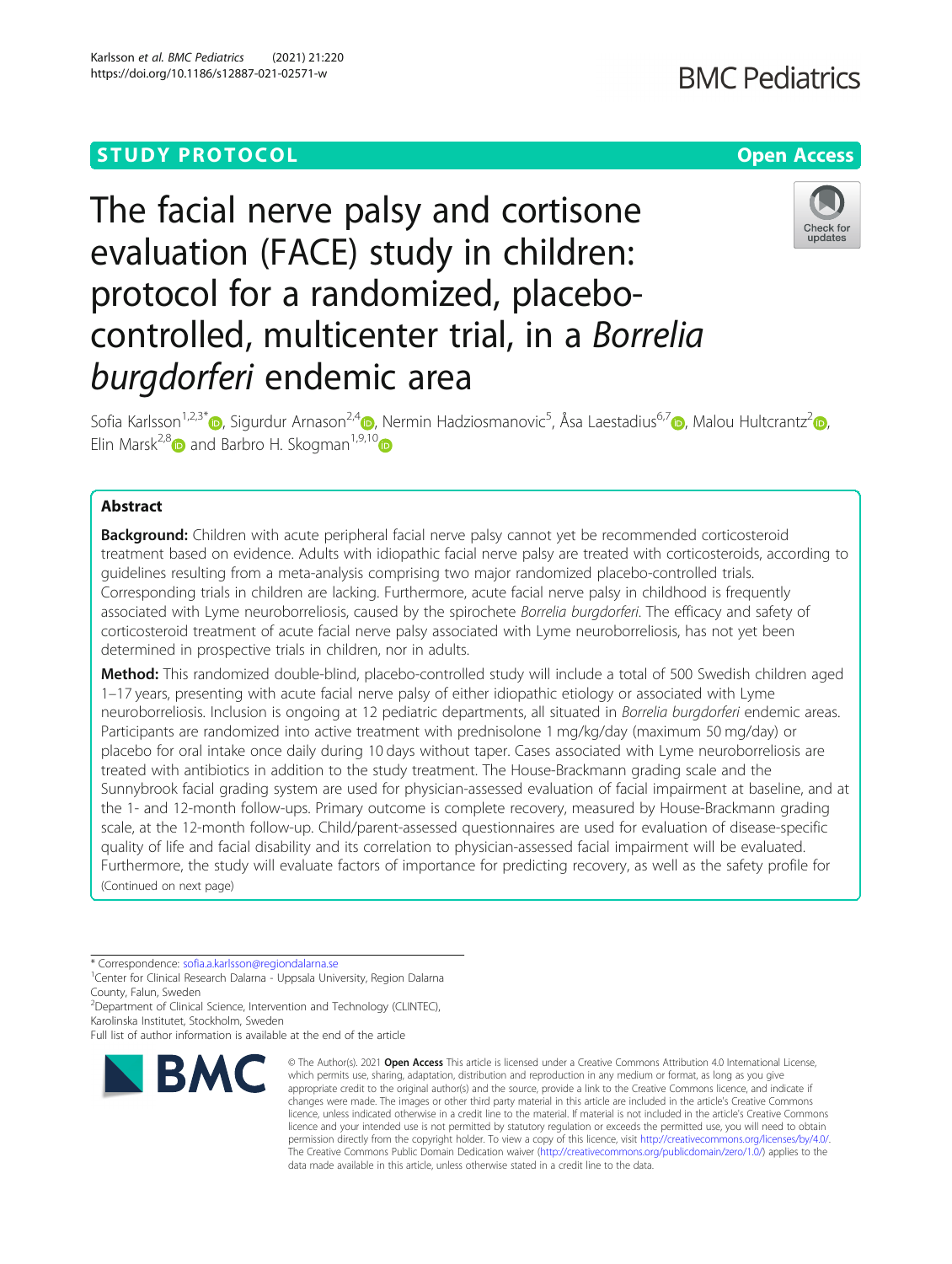STUDY PROTOCOL

Open Access

# The facial nerve palsy and cortisone evaluation (FACE) study in children: protocol for a randomized, placebo-controlled, multicenter trial, in a *Borrelia burgdorferi* endemic area

Sofia Karlsson[1,2,3*], Sigurdur Arnason[2,4], Nermin Hadziosmanovic[5], Åsa Laestadius[6,7], Malou Hultcrantz[2], Elin Marsk[2,8] and Barbro H. Skogman[1,9,10]

## Abstract

**Background:** Children with acute peripheral facial nerve palsy cannot yet be recommended corticosteroid treatment based on evidence. Adults with idiopathic facial nerve palsy are treated with corticosteroids, according to guidelines resulting from a meta-analysis comprising two major randomized placebo-controlled trials. Corresponding trials in children are lacking. Furthermore, acute facial nerve palsy in childhood is frequently associated with Lyme neuroborreliosis, caused by the spirochete *Borrelia burgdorferi*. The efficacy and safety of corticosteroid treatment of acute facial nerve palsy associated with Lyme neuroborreliosis, has not yet been determined in prospective trials in children, nor in adults.

**Method:** This randomized double-blind, placebo-controlled study will include a total of 500 Swedish children aged 1–17 years, presenting with acute facial nerve palsy of either idiopathic etiology or associated with Lyme neuroborreliosis. Inclusion is ongoing at 12 pediatric departments, all situated in *Borrelia burgdorferi* endemic areas. Participants are randomized into active treatment with prednisolone 1 mg/kg/day (maximum 50 mg/day) or placebo for oral intake once daily during 10 days without taper. Cases associated with Lyme neuroborreliosis are treated with antibiotics in addition to the study treatment. The House-Brackmann grading scale and the Sunnybrook facial grading system are used for physician-assessed evaluation of facial impairment at baseline, and at the 1- and 12-month follow-ups. Primary outcome is complete recovery, measured by House-Brackmann grading scale, at the 12-month follow-up. Child/parent-assessed questionnaires are used for evaluation of disease-specific quality of life and facial disability and its correlation to physician-assessed facial impairment will be evaluated. Furthermore, the study will evaluate factors of importance for predicting recovery, as well as the safety profile for

(Continued on next page)

\* Correspondence: sofia.a.karlsson@regiondalarna.se

[1]Center for Clinical Research Dalarna - Uppsala University, Region Dalarna County, Falun, Sweden

[2]Department of Clinical Science, Intervention and Technology (CLINTEC), Karolinska Institutet, Stockholm, Sweden

Full list of author information is available at the end of the article

© The Author(s). 2021 **Open Access** This article is licensed under a Creative Commons Attribution 4.0 International License, which permits use, sharing, adaptation, distribution and reproduction in any medium or format, as long as you give appropriate credit to the original author(s) and the source, provide a link to the Creative Commons licence, and indicate if changes were made. The images or other third party material in this article are included in the article's Creative Commons licence, unless indicated otherwise in a credit line to the material. If material is not included in the article's Creative Commons licence and your intended use is not permitted by statutory regulation or exceeds the permitted use, you will need to obtain permission directly from the copyright holder. To view a copy of this licence, visit http://creativecommons.org/licenses/by/4.0/. The Creative Commons Public Domain Dedication waiver (http://creativecommons.org/publicdomain/zero/1.0/) applies to the data made available in this article, unless otherwise stated in a credit line to the data.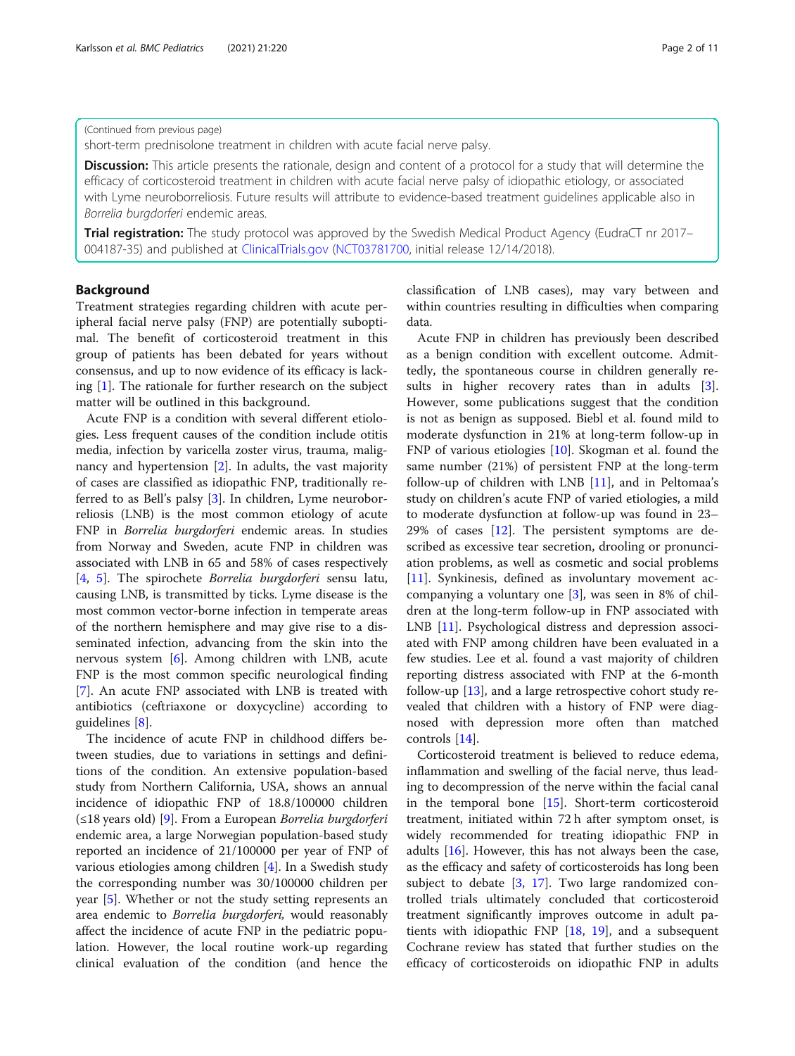(Continued from previous page)

short-term prednisolone treatment in children with acute facial nerve palsy.

**Discussion:** This article presents the rationale, design and content of a protocol for a study that will determine the efficacy of corticosteroid treatment in children with acute facial nerve palsy of idiopathic etiology, or associated with Lyme neuroborreliosis. Future results will attribute to evidence-based treatment guidelines applicable also in *Borrelia burgdorferi* endemic areas.

**Trial registration:** The study protocol was approved by the Swedish Medical Product Agency (EudraCT nr 2017–004187-35) and published at ClinicalTrials.gov (NCT03781700, initial release 12/14/2018).

## Background

Treatment strategies regarding children with acute peripheral facial nerve palsy (FNP) are potentially suboptimal. The benefit of corticosteroid treatment in this group of patients has been debated for years without consensus, and up to now evidence of its efficacy is lacking [1]. The rationale for further research on the subject matter will be outlined in this background.

Acute FNP is a condition with several different etiologies. Less frequent causes of the condition include otitis media, infection by varicella zoster virus, trauma, malignancy and hypertension [2]. In adults, the vast majority of cases are classified as idiopathic FNP, traditionally referred to as Bell's palsy [3]. In children, Lyme neuroborreliosis (LNB) is the most common etiology of acute FNP in *Borrelia burgdorferi* endemic areas. In studies from Norway and Sweden, acute FNP in children was associated with LNB in 65 and 58% of cases respectively [4, 5]. The spirochete *Borrelia burgdorferi* sensu latu, causing LNB, is transmitted by ticks. Lyme disease is the most common vector-borne infection in temperate areas of the northern hemisphere and may give rise to a disseminated infection, advancing from the skin into the nervous system [6]. Among children with LNB, acute FNP is the most common specific neurological finding [7]. An acute FNP associated with LNB is treated with antibiotics (ceftriaxone or doxycycline) according to guidelines [8].

The incidence of acute FNP in childhood differs between studies, due to variations in settings and definitions of the condition. An extensive population-based study from Northern California, USA, shows an annual incidence of idiopathic FNP of 18.8/100000 children (≤18 years old) [9]. From a European *Borrelia burgdorferi* endemic area, a large Norwegian population-based study reported an incidence of 21/100000 per year of FNP of various etiologies among children [4]. In a Swedish study the corresponding number was 30/100000 children per year [5]. Whether or not the study setting represents an area endemic to *Borrelia burgdorferi,* would reasonably affect the incidence of acute FNP in the pediatric population. However, the local routine work-up regarding clinical evaluation of the condition (and hence the classification of LNB cases), may vary between and within countries resulting in difficulties when comparing data.

Acute FNP in children has previously been described as a benign condition with excellent outcome. Admittedly, the spontaneous course in children generally results in higher recovery rates than in adults [3]. However, some publications suggest that the condition is not as benign as supposed. Biebl et al. found mild to moderate dysfunction in 21% at long-term follow-up in FNP of various etiologies [10]. Skogman et al. found the same number (21%) of persistent FNP at the long-term follow-up of children with LNB [11], and in Peltomaa's study on children's acute FNP of varied etiologies, a mild to moderate dysfunction at follow-up was found in 23–29% of cases [12]. The persistent symptoms are described as excessive tear secretion, drooling or pronunciation problems, as well as cosmetic and social problems [11]. Synkinesis, defined as involuntary movement accompanying a voluntary one [3], was seen in 8% of children at the long-term follow-up in FNP associated with LNB [11]. Psychological distress and depression associated with FNP among children have been evaluated in a few studies. Lee et al. found a vast majority of children reporting distress associated with FNP at the 6-month follow-up [13], and a large retrospective cohort study revealed that children with a history of FNP were diagnosed with depression more often than matched controls [14].

Corticosteroid treatment is believed to reduce edema, inflammation and swelling of the facial nerve, thus leading to decompression of the nerve within the facial canal in the temporal bone [15]. Short-term corticosteroid treatment, initiated within 72 h after symptom onset, is widely recommended for treating idiopathic FNP in adults [16]. However, this has not always been the case, as the efficacy and safety of corticosteroids has long been subject to debate [3, 17]. Two large randomized controlled trials ultimately concluded that corticosteroid treatment significantly improves outcome in adult patients with idiopathic FNP [18, 19], and a subsequent Cochrane review has stated that further studies on the efficacy of corticosteroids on idiopathic FNP in adults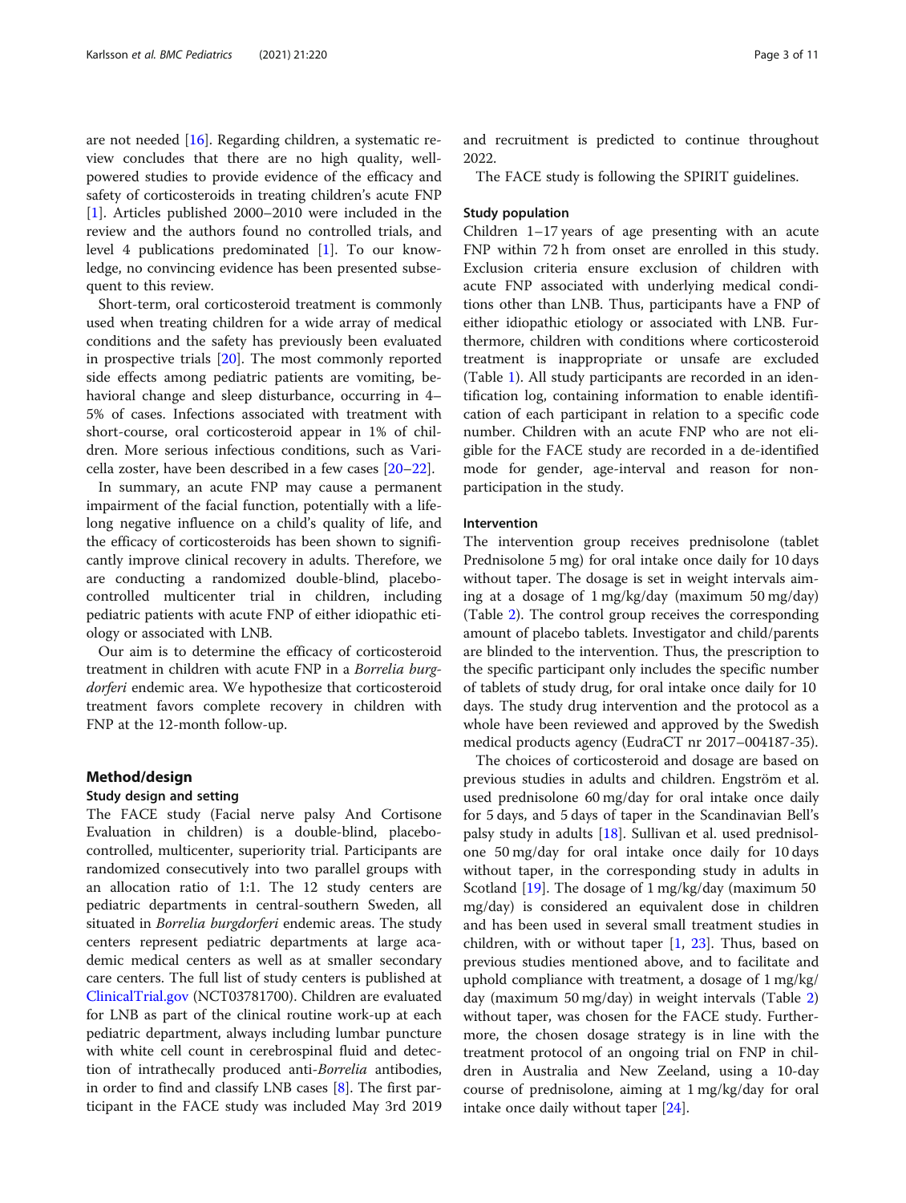are not needed [16]. Regarding children, a systematic review concludes that there are no high quality, well-powered studies to provide evidence of the efficacy and safety of corticosteroids in treating children's acute FNP [1]. Articles published 2000–2010 were included in the review and the authors found no controlled trials, and level 4 publications predominated [1]. To our knowledge, no convincing evidence has been presented subsequent to this review.

Short-term, oral corticosteroid treatment is commonly used when treating children for a wide array of medical conditions and the safety has previously been evaluated in prospective trials [20]. The most commonly reported side effects among pediatric patients are vomiting, behavioral change and sleep disturbance, occurring in 4–5% of cases. Infections associated with treatment with short-course, oral corticosteroid appear in 1% of children. More serious infectious conditions, such as Varicella zoster, have been described in a few cases [20–22].

In summary, an acute FNP may cause a permanent impairment of the facial function, potentially with a lifelong negative influence on a child's quality of life, and the efficacy of corticosteroids has been shown to significantly improve clinical recovery in adults. Therefore, we are conducting a randomized double-blind, placebo-controlled multicenter trial in children, including pediatric patients with acute FNP of either idiopathic etiology or associated with LNB.

Our aim is to determine the efficacy of corticosteroid treatment in children with acute FNP in a *Borrelia burgdorferi* endemic area. We hypothesize that corticosteroid treatment favors complete recovery in children with FNP at the 12-month follow-up.

## Method/design

### Study design and setting

The FACE study (Facial nerve palsy And Cortisone Evaluation in children) is a double-blind, placebo-controlled, multicenter, superiority trial. Participants are randomized consecutively into two parallel groups with an allocation ratio of 1:1. The 12 study centers are pediatric departments in central-southern Sweden, all situated in *Borrelia burgdorferi* endemic areas. The study centers represent pediatric departments at large academic medical centers as well as at smaller secondary care centers. The full list of study centers is published at ClinicalTrial.gov (NCT03781700). Children are evaluated for LNB as part of the clinical routine work-up at each pediatric department, always including lumbar puncture with white cell count in cerebrospinal fluid and detection of intrathecally produced anti-*Borrelia* antibodies, in order to find and classify LNB cases [8]. The first participant in the FACE study was included May 3rd 2019 and recruitment is predicted to continue throughout 2022.

The FACE study is following the SPIRIT guidelines.

### Study population

Children 1–17 years of age presenting with an acute FNP within 72 h from onset are enrolled in this study. Exclusion criteria ensure exclusion of children with acute FNP associated with underlying medical conditions other than LNB. Thus, participants have a FNP of either idiopathic etiology or associated with LNB. Furthermore, children with conditions where corticosteroid treatment is inappropriate or unsafe are excluded (Table 1). All study participants are recorded in an identification log, containing information to enable identification of each participant in relation to a specific code number. Children with an acute FNP who are not eligible for the FACE study are recorded in a de-identified mode for gender, age-interval and reason for non-participation in the study.

### Intervention

The intervention group receives prednisolone (tablet Prednisolone 5 mg) for oral intake once daily for 10 days without taper. The dosage is set in weight intervals aiming at a dosage of 1 mg/kg/day (maximum 50 mg/day) (Table 2). The control group receives the corresponding amount of placebo tablets. Investigator and child/parents are blinded to the intervention. Thus, the prescription to the specific participant only includes the specific number of tablets of study drug, for oral intake once daily for 10 days. The study drug intervention and the protocol as a whole have been reviewed and approved by the Swedish medical products agency (EudraCT nr 2017–004187-35).

The choices of corticosteroid and dosage are based on previous studies in adults and children. Engström et al. used prednisolone 60 mg/day for oral intake once daily for 5 days, and 5 days of taper in the Scandinavian Bell's palsy study in adults [18]. Sullivan et al. used prednisolone 50 mg/day for oral intake once daily for 10 days without taper, in the corresponding study in adults in Scotland [19]. The dosage of 1 mg/kg/day (maximum 50 mg/day) is considered an equivalent dose in children and has been used in several small treatment studies in children, with or without taper [1, 23]. Thus, based on previous studies mentioned above, and to facilitate and uphold compliance with treatment, a dosage of 1 mg/kg/day (maximum 50 mg/day) in weight intervals (Table 2) without taper, was chosen for the FACE study. Furthermore, the chosen dosage strategy is in line with the treatment protocol of an ongoing trial on FNP in children in Australia and New Zeeland, using a 10-day course of prednisolone, aiming at 1 mg/kg/day for oral intake once daily without taper [24].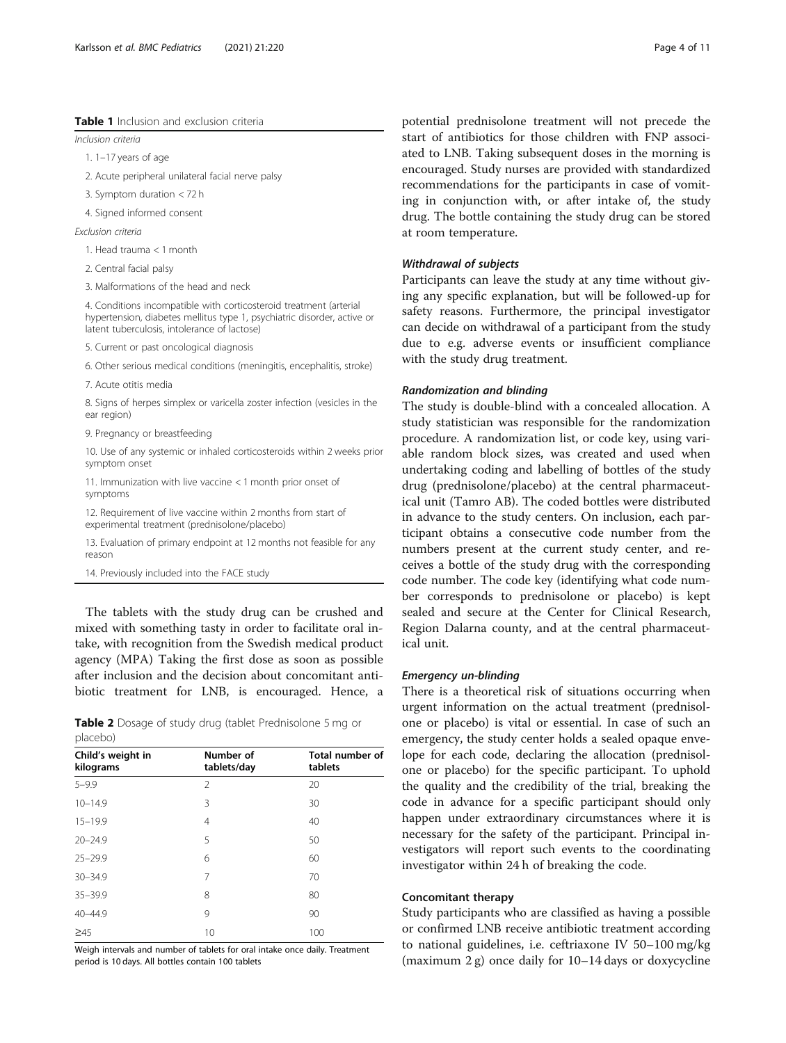**Table 1** Inclusion and exclusion criteria

*Inclusion criteria*

1. 1–17 years of age
2. Acute peripheral unilateral facial nerve palsy
3. Symptom duration < 72 h
4. Signed informed consent

*Exclusion criteria*

1. Head trauma < 1 month
2. Central facial palsy
3. Malformations of the head and neck
4. Conditions incompatible with corticosteroid treatment (arterial hypertension, diabetes mellitus type 1, psychiatric disorder, active or latent tuberculosis, intolerance of lactose)
5. Current or past oncological diagnosis
6. Other serious medical conditions (meningitis, encephalitis, stroke)
7. Acute otitis media
8. Signs of herpes simplex or varicella zoster infection (vesicles in the ear region)
9. Pregnancy or breastfeeding
10. Use of any systemic or inhaled corticosteroids within 2 weeks prior symptom onset
11. Immunization with live vaccine < 1 month prior onset of symptoms
12. Requirement of live vaccine within 2 months from start of experimental treatment (prednisolone/placebo)
13. Evaluation of primary endpoint at 12 months not feasible for any reason
14. Previously included into the FACE study

The tablets with the study drug can be crushed and mixed with something tasty in order to facilitate oral intake, with recognition from the Swedish medical product agency (MPA) Taking the first dose as soon as possible after inclusion and the decision about concomitant antibiotic treatment for LNB, is encouraged. Hence, a potential prednisolone treatment will not precede the start of antibiotics for those children with FNP associated to LNB. Taking subsequent doses in the morning is encouraged. Study nurses are provided with standardized recommendations for the participants in case of vomiting in conjunction with, or after intake of, the study drug. The bottle containing the study drug can be stored at room temperature.

**Table 2** Dosage of study drug (tablet Prednisolone 5 mg or placebo)

| Child's weight in kilograms | Number of tablets/day | Total number of tablets |
|---|---|---|
| 5–9.9 | 2 | 20 |
| 10–14.9 | 3 | 30 |
| 15–19.9 | 4 | 40 |
| 20–24.9 | 5 | 50 |
| 25–29.9 | 6 | 60 |
| 30–34.9 | 7 | 70 |
| 35–39.9 | 8 | 80 |
| 40–44.9 | 9 | 90 |
| ≥45 | 10 | 100 |

Weigh intervals and number of tablets for oral intake once daily. Treatment period is 10 days. All bottles contain 100 tablets

#### *Withdrawal of subjects*

Participants can leave the study at any time without giving any specific explanation, but will be followed-up for safety reasons. Furthermore, the principal investigator can decide on withdrawal of a participant from the study due to e.g. adverse events or insufficient compliance with the study drug treatment.

#### *Randomization and blinding*

The study is double-blind with a concealed allocation. A study statistician was responsible for the randomization procedure. A randomization list, or code key, using variable random block sizes, was created and used when undertaking coding and labelling of bottles of the study drug (prednisolone/placebo) at the central pharmaceutical unit (Tamro AB). The coded bottles were distributed in advance to the study centers. On inclusion, each participant obtains a consecutive code number from the numbers present at the current study center, and receives a bottle of the study drug with the corresponding code number. The code key (identifying what code number corresponds to prednisolone or placebo) is kept sealed and secure at the Center for Clinical Research, Region Dalarna county, and at the central pharmaceutical unit.

#### *Emergency un-blinding*

There is a theoretical risk of situations occurring when urgent information on the actual treatment (prednisolone or placebo) is vital or essential. In case of such an emergency, the study center holds a sealed opaque envelope for each code, declaring the allocation (prednisolone or placebo) for the specific participant. To uphold the quality and the credibility of the trial, breaking the code in advance for a specific participant should only happen under extraordinary circumstances where it is necessary for the safety of the participant. Principal investigators will report such events to the coordinating investigator within 24 h of breaking the code.

### Concomitant therapy

Study participants who are classified as having a possible or confirmed LNB receive antibiotic treatment according to national guidelines, i.e. ceftriaxone IV 50–100 mg/kg (maximum 2 g) once daily for 10–14 days or doxycycline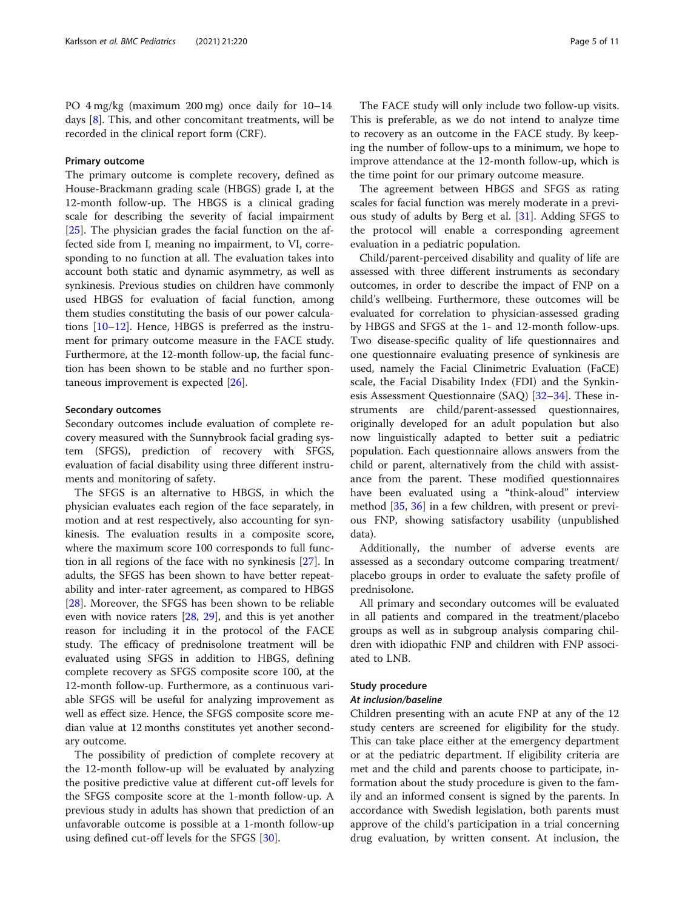PO 4 mg/kg (maximum 200 mg) once daily for 10–14 days [8]. This, and other concomitant treatments, will be recorded in the clinical report form (CRF).

#### Primary outcome

The primary outcome is complete recovery, defined as House-Brackmann grading scale (HBGS) grade I, at the 12-month follow-up. The HBGS is a clinical grading scale for describing the severity of facial impairment [25]. The physician grades the facial function on the affected side from I, meaning no impairment, to VI, corresponding to no function at all. The evaluation takes into account both static and dynamic asymmetry, as well as synkinesis. Previous studies on children have commonly used HBGS for evaluation of facial function, among them studies constituting the basis of our power calculations [10–12]. Hence, HBGS is preferred as the instrument for primary outcome measure in the FACE study. Furthermore, at the 12-month follow-up, the facial function has been shown to be stable and no further spontaneous improvement is expected [26].

#### Secondary outcomes

Secondary outcomes include evaluation of complete recovery measured with the Sunnybrook facial grading system (SFGS), prediction of recovery with SFGS, evaluation of facial disability using three different instruments and monitoring of safety.

The SFGS is an alternative to HBGS, in which the physician evaluates each region of the face separately, in motion and at rest respectively, also accounting for synkinesis. The evaluation results in a composite score, where the maximum score 100 corresponds to full function in all regions of the face with no synkinesis [27]. In adults, the SFGS has been shown to have better repeatability and inter-rater agreement, as compared to HBGS [28]. Moreover, the SFGS has been shown to be reliable even with novice raters [28, 29], and this is yet another reason for including it in the protocol of the FACE study. The efficacy of prednisolone treatment will be evaluated using SFGS in addition to HBGS, defining complete recovery as SFGS composite score 100, at the 12-month follow-up. Furthermore, as a continuous variable SFGS will be useful for analyzing improvement as well as effect size. Hence, the SFGS composite score median value at 12 months constitutes yet another secondary outcome.

The possibility of prediction of complete recovery at the 12-month follow-up will be evaluated by analyzing the positive predictive value at different cut-off levels for the SFGS composite score at the 1-month follow-up. A previous study in adults has shown that prediction of an unfavorable outcome is possible at a 1-month follow-up using defined cut-off levels for the SFGS [30].

The FACE study will only include two follow-up visits. This is preferable, as we do not intend to analyze time to recovery as an outcome in the FACE study. By keeping the number of follow-ups to a minimum, we hope to improve attendance at the 12-month follow-up, which is the time point for our primary outcome measure.

The agreement between HBGS and SFGS as rating scales for facial function was merely moderate in a previous study of adults by Berg et al. [31]. Adding SFGS to the protocol will enable a corresponding agreement evaluation in a pediatric population.

Child/parent-perceived disability and quality of life are assessed with three different instruments as secondary outcomes, in order to describe the impact of FNP on a child's wellbeing. Furthermore, these outcomes will be evaluated for correlation to physician-assessed grading by HBGS and SFGS at the 1- and 12-month follow-ups. Two disease-specific quality of life questionnaires and one questionnaire evaluating presence of synkinesis are used, namely the Facial Clinimetric Evaluation (FaCE) scale, the Facial Disability Index (FDI) and the Synkinesis Assessment Questionnaire (SAQ) [32–34]. These instruments are child/parent-assessed questionnaires, originally developed for an adult population but also now linguistically adapted to better suit a pediatric population. Each questionnaire allows answers from the child or parent, alternatively from the child with assistance from the parent. These modified questionnaires have been evaluated using a "think-aloud" interview method [35, 36] in a few children, with present or previous FNP, showing satisfactory usability (unpublished data).

Additionally, the number of adverse events are assessed as a secondary outcome comparing treatment/placebo groups in order to evaluate the safety profile of prednisolone.

All primary and secondary outcomes will be evaluated in all patients and compared in the treatment/placebo groups as well as in subgroup analysis comparing children with idiopathic FNP and children with FNP associated to LNB.

### Study procedure

#### *At inclusion/baseline*

Children presenting with an acute FNP at any of the 12 study centers are screened for eligibility for the study. This can take place either at the emergency department or at the pediatric department. If eligibility criteria are met and the child and parents choose to participate, information about the study procedure is given to the family and an informed consent is signed by the parents. In accordance with Swedish legislation, both parents must approve of the child's participation in a trial concerning drug evaluation, by written consent. At inclusion, the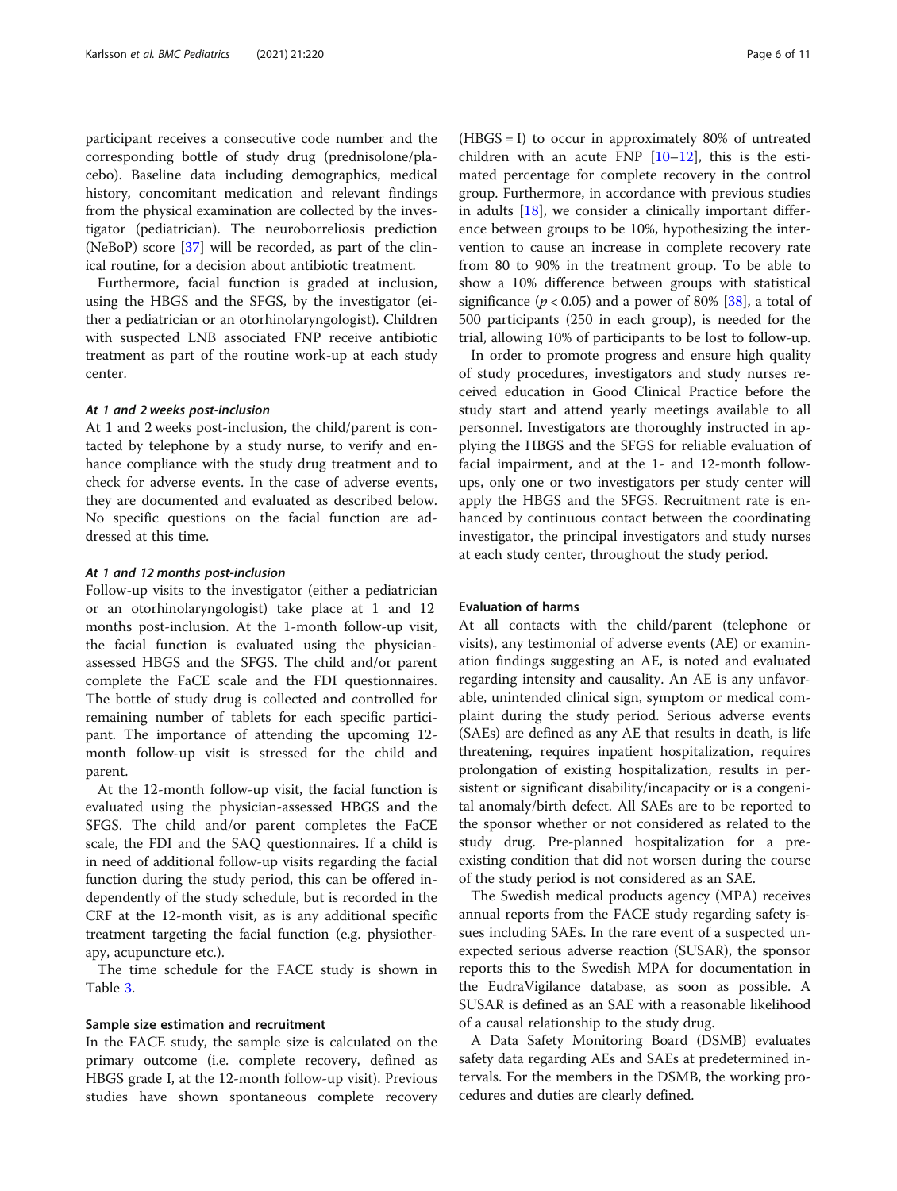participant receives a consecutive code number and the corresponding bottle of study drug (prednisolone/placebo). Baseline data including demographics, medical history, concomitant medication and relevant findings from the physical examination are collected by the investigator (pediatrician). The neuroborreliosis prediction (NeBoP) score [37] will be recorded, as part of the clinical routine, for a decision about antibiotic treatment.

Furthermore, facial function is graded at inclusion, using the HBGS and the SFGS, by the investigator (either a pediatrician or an otorhinolaryngologist). Children with suspected LNB associated FNP receive antibiotic treatment as part of the routine work-up at each study center.

#### *At 1 and 2 weeks post-inclusion*

At 1 and 2 weeks post-inclusion, the child/parent is contacted by telephone by a study nurse, to verify and enhance compliance with the study drug treatment and to check for adverse events. In the case of adverse events, they are documented and evaluated as described below. No specific questions on the facial function are addressed at this time.

#### *At 1 and 12 months post-inclusion*

Follow-up visits to the investigator (either a pediatrician or an otorhinolaryngologist) take place at 1 and 12 months post-inclusion. At the 1-month follow-up visit, the facial function is evaluated using the physician-assessed HBGS and the SFGS. The child and/or parent complete the FaCE scale and the FDI questionnaires. The bottle of study drug is collected and controlled for remaining number of tablets for each specific participant. The importance of attending the upcoming 12-month follow-up visit is stressed for the child and parent.

At the 12-month follow-up visit, the facial function is evaluated using the physician-assessed HBGS and the SFGS. The child and/or parent completes the FaCE scale, the FDI and the SAQ questionnaires. If a child is in need of additional follow-up visits regarding the facial function during the study period, this can be offered independently of the study schedule, but is recorded in the CRF at the 12-month visit, as is any additional specific treatment targeting the facial function (e.g. physiotherapy, acupuncture etc.).

The time schedule for the FACE study is shown in Table 3.

### Sample size estimation and recruitment

In the FACE study, the sample size is calculated on the primary outcome (i.e. complete recovery, defined as HBGS grade I, at the 12-month follow-up visit). Previous studies have shown spontaneous complete recovery (HBGS = I) to occur in approximately 80% of untreated children with an acute FNP [10–12], this is the estimated percentage for complete recovery in the control group. Furthermore, in accordance with previous studies in adults [18], we consider a clinically important difference between groups to be 10%, hypothesizing the intervention to cause an increase in complete recovery rate from 80 to 90% in the treatment group. To be able to show a 10% difference between groups with statistical significance ($p < 0.05$) and a power of 80% [38], a total of 500 participants (250 in each group), is needed for the trial, allowing 10% of participants to be lost to follow-up.

In order to promote progress and ensure high quality of study procedures, investigators and study nurses received education in Good Clinical Practice before the study start and attend yearly meetings available to all personnel. Investigators are thoroughly instructed in applying the HBGS and the SFGS for reliable evaluation of facial impairment, and at the 1- and 12-month follow-ups, only one or two investigators per study center will apply the HBGS and the SFGS. Recruitment rate is enhanced by continuous contact between the coordinating investigator, the principal investigators and study nurses at each study center, throughout the study period.

### Evaluation of harms

At all contacts with the child/parent (telephone or visits), any testimonial of adverse events (AE) or examination findings suggesting an AE, is noted and evaluated regarding intensity and causality. An AE is any unfavorable, unintended clinical sign, symptom or medical complaint during the study period. Serious adverse events (SAEs) are defined as any AE that results in death, is life threatening, requires inpatient hospitalization, requires prolongation of existing hospitalization, results in persistent or significant disability/incapacity or is a congenital anomaly/birth defect. All SAEs are to be reported to the sponsor whether or not considered as related to the study drug. Pre-planned hospitalization for a pre-existing condition that did not worsen during the course of the study period is not considered as an SAE.

The Swedish medical products agency (MPA) receives annual reports from the FACE study regarding safety issues including SAEs. In the rare event of a suspected unexpected serious adverse reaction (SUSAR), the sponsor reports this to the Swedish MPA for documentation in the EudraVigilance database, as soon as possible. A SUSAR is defined as an SAE with a reasonable likelihood of a causal relationship to the study drug.

A Data Safety Monitoring Board (DSMB) evaluates safety data regarding AEs and SAEs at predetermined intervals. For the members in the DSMB, the working procedures and duties are clearly defined.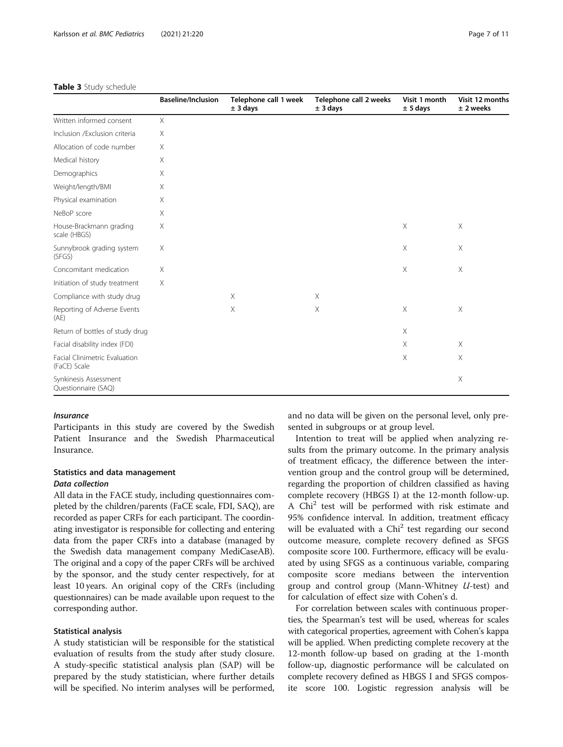**Table 3** Study schedule

| | Baseline/Inclusion | Telephone call 1 week ± 3 days | Telephone call 2 weeks ± 3 days | Visit 1 month ± 5 days | Visit 12 months ± 2 weeks |
|---|---|---|---|---|---|
| Written informed consent | X | | | | |
| Inclusion /Exclusion criteria | X | | | | |
| Allocation of code number | X | | | | |
| Medical history | X | | | | |
| Demographics | X | | | | |
| Weight/length/BMI | X | | | | |
| Physical examination | X | | | | |
| NeBoP score | X | | | | |
| House-Brackmann grading scale (HBGS) | X | | | X | X |
| Sunnybrook grading system (SFGS) | X | | | X | X |
| Concomitant medication | X | | | X | X |
| Initiation of study treatment | X | | | | |
| Compliance with study drug | | X | X | | |
| Reporting of Adverse Events (AE) | | X | X | X | X |
| Return of bottles of study drug | | | | X | |
| Facial disability index (FDI) | | | | X | X |
| Facial Clinimetric Evaluation (FaCE) Scale | | | | X | X |
| Synkinesis Assessment Questionnaire (SAQ) | | | | | X |

#### *Insurance*

Participants in this study are covered by the Swedish Patient Insurance and the Swedish Pharmaceutical Insurance.

### Statistics and data management

#### *Data collection*

All data in the FACE study, including questionnaires completed by the children/parents (FaCE scale, FDI, SAQ), are recorded as paper CRFs for each participant. The coordinating investigator is responsible for collecting and entering data from the paper CRFs into a database (managed by the Swedish data management company MediCaseAB). The original and a copy of the paper CRFs will be archived by the sponsor, and the study center respectively, for at least 10 years. An original copy of the CRFs (including questionnaires) can be made available upon request to the corresponding author.

#### Statistical analysis

A study statistician will be responsible for the statistical evaluation of results from the study after study closure. A study-specific statistical analysis plan (SAP) will be prepared by the study statistician, where further details will be specified. No interim analyses will be performed, and no data will be given on the personal level, only presented in subgroups or at group level.

Intention to treat will be applied when analyzing results from the primary outcome. In the primary analysis of treatment efficacy, the difference between the intervention group and the control group will be determined, regarding the proportion of children classified as having complete recovery (HBGS I) at the 12-month follow-up. A $\text{Chi}^2$ test will be performed with risk estimate and 95% confidence interval. In addition, treatment efficacy will be evaluated with a $\text{Chi}^2$ test regarding our second outcome measure, complete recovery defined as SFGS composite score 100. Furthermore, efficacy will be evaluated by using SFGS as a continuous variable, comparing composite score medians between the intervention group and control group (Mann-Whitney *U*-test) and for calculation of effect size with Cohen's d.

For correlation between scales with continuous properties, the Spearman's test will be used, whereas for scales with categorical properties, agreement with Cohen's kappa will be applied. When predicting complete recovery at the 12-month follow-up based on grading at the 1-month follow-up, diagnostic performance will be calculated on complete recovery defined as HBGS I and SFGS composite score 100. Logistic regression analysis will be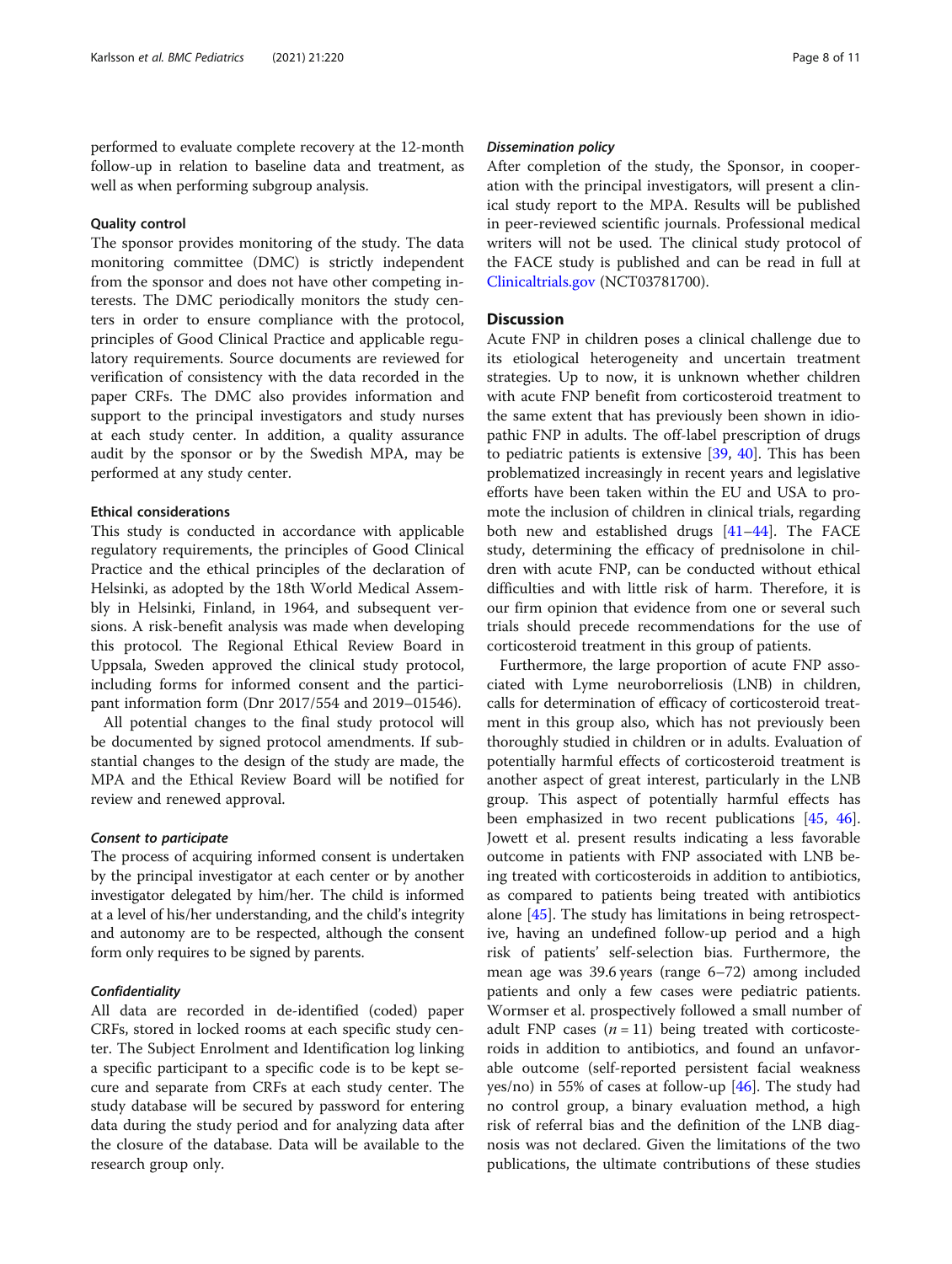performed to evaluate complete recovery at the 12-month follow-up in relation to baseline data and treatment, as well as when performing subgroup analysis.

### Quality control

The sponsor provides monitoring of the study. The data monitoring committee (DMC) is strictly independent from the sponsor and does not have other competing interests. The DMC periodically monitors the study centers in order to ensure compliance with the protocol, principles of Good Clinical Practice and applicable regulatory requirements. Source documents are reviewed for verification of consistency with the data recorded in the paper CRFs. The DMC also provides information and support to the principal investigators and study nurses at each study center. In addition, a quality assurance audit by the sponsor or by the Swedish MPA, may be performed at any study center.

### Ethical considerations

This study is conducted in accordance with applicable regulatory requirements, the principles of Good Clinical Practice and the ethical principles of the declaration of Helsinki, as adopted by the 18th World Medical Assembly in Helsinki, Finland, in 1964, and subsequent versions. A risk-benefit analysis was made when developing this protocol. The Regional Ethical Review Board in Uppsala, Sweden approved the clinical study protocol, including forms for informed consent and the participant information form (Dnr 2017/554 and 2019–01546).

All potential changes to the final study protocol will be documented by signed protocol amendments. If substantial changes to the design of the study are made, the MPA and the Ethical Review Board will be notified for review and renewed approval.

#### *Consent to participate*

The process of acquiring informed consent is undertaken by the principal investigator at each center or by another investigator delegated by him/her. The child is informed at a level of his/her understanding, and the child's integrity and autonomy are to be respected, although the consent form only requires to be signed by parents.

#### *Confidentiality*

All data are recorded in de-identified (coded) paper CRFs, stored in locked rooms at each specific study center. The Subject Enrolment and Identification log linking a specific participant to a specific code is to be kept secure and separate from CRFs at each study center. The study database will be secured by password for entering data during the study period and for analyzing data after the closure of the database. Data will be available to the research group only.

#### *Dissemination policy*

After completion of the study, the Sponsor, in cooperation with the principal investigators, will present a clinical study report to the MPA. Results will be published in peer-reviewed scientific journals. Professional medical writers will not be used. The clinical study protocol of the FACE study is published and can be read in full at Clinicaltrials.gov (NCT03781700).

## Discussion

Acute FNP in children poses a clinical challenge due to its etiological heterogeneity and uncertain treatment strategies. Up to now, it is unknown whether children with acute FNP benefit from corticosteroid treatment to the same extent that has previously been shown in idiopathic FNP in adults. The off-label prescription of drugs to pediatric patients is extensive [39, 40]. This has been problematized increasingly in recent years and legislative efforts have been taken within the EU and USA to promote the inclusion of children in clinical trials, regarding both new and established drugs [41–44]. The FACE study, determining the efficacy of prednisolone in children with acute FNP, can be conducted without ethical difficulties and with little risk of harm. Therefore, it is our firm opinion that evidence from one or several such trials should precede recommendations for the use of corticosteroid treatment in this group of patients.

Furthermore, the large proportion of acute FNP associated with Lyme neuroborreliosis (LNB) in children, calls for determination of efficacy of corticosteroid treatment in this group also, which has not previously been thoroughly studied in children or in adults. Evaluation of potentially harmful effects of corticosteroid treatment is another aspect of great interest, particularly in the LNB group. This aspect of potentially harmful effects has been emphasized in two recent publications [45, 46]. Jowett et al. present results indicating a less favorable outcome in patients with FNP associated with LNB being treated with corticosteroids in addition to antibiotics, as compared to patients being treated with antibiotics alone [45]. The study has limitations in being retrospective, having an undefined follow-up period and a high risk of patients' self-selection bias. Furthermore, the mean age was 39.6 years (range 6–72) among included patients and only a few cases were pediatric patients. Wormser et al. prospectively followed a small number of adult FNP cases ($n = 11$) being treated with corticosteroids in addition to antibiotics, and found an unfavorable outcome (self-reported persistent facial weakness yes/no) in 55% of cases at follow-up [46]. The study had no control group, a binary evaluation method, a high risk of referral bias and the definition of the LNB diagnosis was not declared. Given the limitations of the two publications, the ultimate contributions of these studies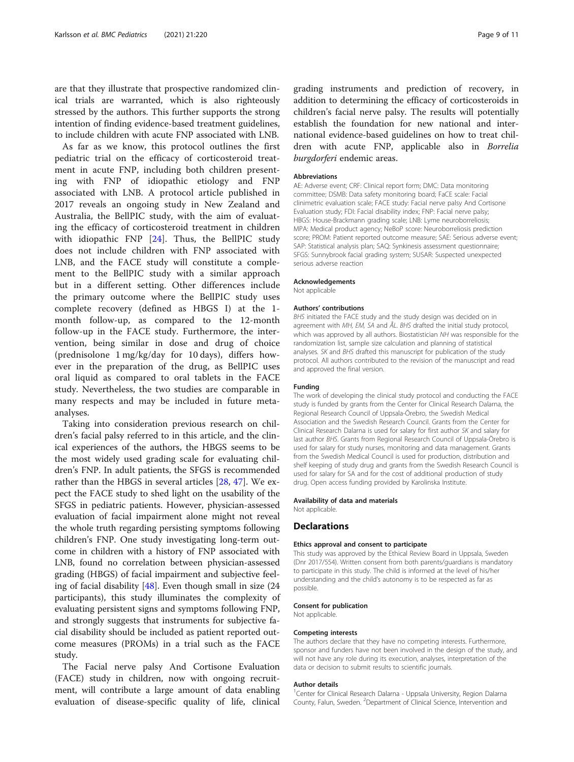are that they illustrate that prospective randomized clinical trials are warranted, which is also righteously stressed by the authors. This further supports the strong intention of finding evidence-based treatment guidelines, to include children with acute FNP associated with LNB.

As far as we know, this protocol outlines the first pediatric trial on the efficacy of corticosteroid treatment in acute FNP, including both children presenting with FNP of idiopathic etiology and FNP associated with LNB. A protocol article published in 2017 reveals an ongoing study in New Zealand and Australia, the BellPIC study, with the aim of evaluating the efficacy of corticosteroid treatment in children with idiopathic FNP [24]. Thus, the BellPIC study does not include children with FNP associated with LNB, and the FACE study will constitute a complement to the BellPIC study with a similar approach but in a different setting. Other differences include the primary outcome where the BellPIC study uses complete recovery (defined as HBGS I) at the 1-month follow-up, as compared to the 12-month follow-up in the FACE study. Furthermore, the intervention, being similar in dose and drug of choice (prednisolone 1 mg/kg/day for 10 days), differs however in the preparation of the drug, as BellPIC uses oral liquid as compared to oral tablets in the FACE study. Nevertheless, the two studies are comparable in many respects and may be included in future meta-analyses.

Taking into consideration previous research on children's facial palsy referred to in this article, and the clinical experiences of the authors, the HBGS seems to be the most widely used grading scale for evaluating children's FNP. In adult patients, the SFGS is recommended rather than the HBGS in several articles [28, 47]. We expect the FACE study to shed light on the usability of the SFGS in pediatric patients. However, physician-assessed evaluation of facial impairment alone might not reveal the whole truth regarding persisting symptoms following children's FNP. One study investigating long-term outcome in children with a history of FNP associated with LNB, found no correlation between physician-assessed grading (HBGS) of facial impairment and subjective feeling of facial disability [48]. Even though small in size (24 participants), this study illuminates the complexity of evaluating persistent signs and symptoms following FNP, and strongly suggests that instruments for subjective facial disability should be included as patient reported outcome measures (PROMs) in a trial such as the FACE study.

The Facial nerve palsy And Cortisone Evaluation (FACE) study in children, now with ongoing recruitment, will contribute a large amount of data enabling evaluation of disease-specific quality of life, clinical grading instruments and prediction of recovery, in addition to determining the efficacy of corticosteroids in children's facial nerve palsy. The results will potentially establish the foundation for new national and international evidence-based guidelines on how to treat children with acute FNP, applicable also in *Borrelia burgdorferi* endemic areas.

#### Abbreviations

AE: Adverse event; CRF: Clinical report form; DMC: Data monitoring committee; DSMB: Data safety monitoring board; FaCE scale: Facial clinimetric evaluation scale; FACE study: Facial nerve palsy And Cortisone Evaluation study; FDI: Facial disability index; FNP: Facial nerve palsy; HBGS: House-Brackmann grading scale; LNB: Lyme neuroborreliosis; MPA: Medical product agency; NeBoP score: Neuroborreliosis prediction score; PROM: Patient reported outcome measure; SAE: Serious adverse event; SAP: Statistical analysis plan; SAQ: Synkinesis assessment questionnaire; SFGS: Sunnybrook facial grading system; SUSAR: Suspected unexpected serious adverse reaction

#### Acknowledgements

Not applicable

#### Authors' contributions

*BHS* initiated the FACE study and the study design was decided on in agreement with *MH, EM, SA* and *ÅL*. *BHS* drafted the initial study protocol, which was approved by all authors. Biostatistician *NH* was responsible for the randomization list, sample size calculation and planning of statistical analyses. *SK* and *BHS* drafted this manuscript for publication of the study protocol. All authors contributed to the revision of the manuscript and read and approved the final version.

#### Funding

The work of developing the clinical study protocol and conducting the FACE study is funded by grants from the Center for Clinical Research Dalarna, the Regional Research Council of Uppsala-Örebro, the Swedish Medical Association and the Swedish Research Council. Grants from the Center for Clinical Research Dalarna is used for salary for first author *SK* and salary for last author *BHS*. Grants from Regional Research Council of Uppsala-Örebro is used for salary for study nurses, monitoring and data management. Grants from the Swedish Medical Council is used for production, distribution and shelf keeping of study drug and grants from the Swedish Research Council is used for salary for SA and for the cost of additional production of study drug. Open access funding provided by Karolinska Institute.

#### Availability of data and materials

Not applicable.

## Declarations

#### Ethics approval and consent to participate

This study was approved by the Ethical Review Board in Uppsala, Sweden (Dnr 2017/554). Written consent from both parents/guardians is mandatory to participate in this study. The child is informed at the level of his/her understanding and the child's autonomy is to be respected as far as possible.

#### Consent for publication

Not applicable.

#### Competing interests

The authors declare that they have no competing interests. Furthermore, sponsor and funders have not been involved in the design of the study, and will not have any role during its execution, analyses, interpretation of the data or decision to submit results to scientific journals.

#### Author details

[1]Center for Clinical Research Dalarna - Uppsala University, Region Dalarna County, Falun, Sweden. [2]Department of Clinical Science, Intervention and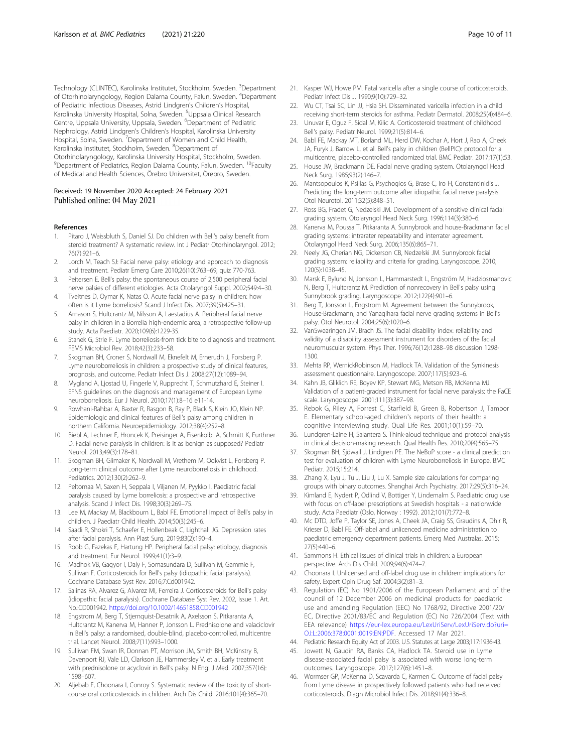Technology (CLINTEC), Karolinska Institutet, Stockholm, Sweden. [3]Department of Otorhinolaryngology, Region Dalarna County, Falun, Sweden. [4]Department of Pediatric Infectious Diseases, Astrid Lindgren's Children's Hospital, Karolinska University Hospital, Solna, Sweden. [5]Uppsala Clinical Research Centre, Uppsala University, Uppsala, Sweden. [6]Department of Pediatric Nephrology, Astrid Lindgren's Children's Hospital, Karolinska University Hospital, Solna, Sweden. [7]Department of Women and Child Health, Karolinska Institutet, Stockholm, Sweden. [8]Department of Otorhinolaryngology, Karolinska University Hospital, Stockholm, Sweden. [9]Department of Pediatrics, Region Dalarna County, Falun, Sweden. [10]Faculty of Medical and Health Sciences, Örebro Universitet, Örebro, Sweden.

Received: 19 November 2020 Accepted: 24 February 2021
Published online: 04 May 2021

## References

1. Pitaro J, Waissbluth S, Daniel SJ. Do children with Bell's palsy benefit from steroid treatment? A systematic review. Int J Pediatr Otorhinolaryngol. 2012; 76(7):921–6.
2. Lorch M, Teach SJ: Facial nerve palsy: etiology and approach to diagnosis and treatment. Pediatr Emerg Care 2010;26(10):763–69; quiz 770-763.
3. Peitersen E. Bell's palsy: the spontaneous course of 2,500 peripheral facial nerve palsies of different etiologies. Acta Otolaryngol Suppl. 2002;549:4–30.
4. Tveitnes D, Oymar K, Natas O. Acute facial nerve palsy in children: how often is it Lyme borreliosis? Scand J Infect Dis. 2007;39(5):425–31.
5. Arnason S, Hultcrantz M, Nilsson A, Laestadius A. Peripheral facial nerve palsy in children in a Borrelia high-endemic area, a retrospective follow-up study. Acta Paediatr. 2020;109(6):1229-35.
6. Stanek G, Strle F. Lyme borreliosis-from tick bite to diagnosis and treatment. FEMS Microbiol Rev. 2018;42(3):233–58.
7. Skogman BH, Croner S, Nordwall M, Eknefelt M, Ernerudh J, Forsberg P. Lyme neuroborreliosis in children: a prospective study of clinical features, prognosis, and outcome. Pediatr Infect Dis J. 2008;27(12):1089–94.
8. Mygland A, Ljostad U, Fingerle V, Rupprecht T, Schmutzhard E, Steiner I. EFNS guidelines on the diagnosis and management of European Lyme neuroborreliosis. Eur J Neurol. 2010;17(1):8–16 e11-14.
9. Rowhani-Rahbar A, Baxter R, Rasgon B, Ray P, Black S, Klein JO, Klein NP. Epidemiologic and clinical features of Bell's palsy among children in northern California. Neuroepidemiology. 2012;38(4):252–8.
10. Biebl A, Lechner E, Hroncek K, Preisinger A, Eisenkolbl A, Schmitt K, Furthner D. Facial nerve paralysis in children: is it as benign as supposed? Pediatr Neurol. 2013;49(3):178–81.
11. Skogman BH, Glimaker K, Nordwall M, Vrethem M, Odkvist L, Forsberg P. Long-term clinical outcome after Lyme neuroborreliosis in childhood. Pediatrics. 2012;130(2):262–9.
12. Peltomaa M, Saxen H, Seppala I, Viljanen M, Pyykko I. Paediatric facial paralysis caused by Lyme borreliosis: a prospective and retrospective analysis. Scand J Infect Dis. 1998;30(3):269–75.
13. Lee M, Mackay M, Blackbourn L, Babl FE. Emotional impact of Bell's palsy in children. J Paediatr Child Health. 2014;50(3):245–6.
14. Saadi R, Shokri T, Schaefer E, Hollenbeack C, Lighthall JG. Depression rates after facial paralysis. Ann Plast Surg. 2019;83(2):190–4.
15. Roob G, Fazekas F, Hartung HP. Peripheral facial palsy: etiology, diagnosis and treatment. Eur Neurol. 1999;41(1):3–9.
16. Madhok VB, Gagyor I, Daly F, Somasundara D, Sullivan M, Gammie F, Sullivan F. Corticosteroids for Bell's palsy (idiopathic facial paralysis). Cochrane Database Syst Rev. 2016;7:Cd001942.
17. Salinas RA, Alvarez G, Alvarez MI, Ferreira J. Corticosteroids for Bell's palsy (idiopathic facial paralysis). Cochrane Database Syst Rev. 2002, Issue 1. Art. No.:CD001942. https://doi.org/10.1002/14651858.CD001942
18. Engstrom M, Berg T, Stjernquist-Desatnik A, Axelsson S, Pitkaranta A, Hultcrantz M, Kanerva M, Hanner P, Jonsson L. Prednisolone and valaciclovir in Bell's palsy: a randomised, double-blind, placebo-controlled, multicentre trial. Lancet Neurol. 2008;7(11):993–1000.
19. Sullivan FM, Swan IR, Donnan PT, Morrison JM, Smith BH, McKinstry B, Davenport RJ, Vale LD, Clarkson JE, Hammersley V, et al. Early treatment with prednisolone or acyclovir in Bell's palsy. N Engl J Med. 2007;357(16): 1598–607.
20. Aljebab F, Choonara I, Conroy S. Systematic review of the toxicity of short-course oral corticosteroids in children. Arch Dis Child. 2016;101(4):365–70.
21. Kasper WJ, Howe PM. Fatal varicella after a single course of corticosteroids. Pediatr Infect Dis J. 1990;9(10):729–32.
22. Wu CT, Tsai SC, Lin JJ, Hsia SH. Disseminated varicella infection in a child receiving short-term steroids for asthma. Pediatr Dermatol. 2008;25(4):484–6.
23. Unuvar E, Oguz F, Sidal M, Kilic A. Corticosteroid treatment of childhood Bell's palsy. Pediatr Neurol. 1999;21(5):814–6.
24. Babl FE, Mackay MT, Borland ML, Herd DW, Kochar A, Hort J, Rao A, Cheek JA, Furyk J, Barrow L, et al. Bell's palsy in children (BellPIC): protocol for a multicentre, placebo-controlled randomized trial. BMC Pediatr. 2017;17(1):53.
25. House JW, Brackmann DE. Facial nerve grading system. Otolaryngol Head Neck Surg. 1985;93(2):146–7.
26. Mantsopoulos K, Psillas G, Psychogios G, Brase C, Iro H, Constantinidis J. Predicting the long-term outcome after idiopathic facial nerve paralysis. Otol Neurotol. 2011;32(5):848–51.
27. Ross BG, Fradet G, Nedzelski JM. Development of a sensitive clinical facial grading system. Otolaryngol Head Neck Surg. 1996;114(3):380–6.
28. Kanerva M, Poussa T, Pitkaranta A. Sunnybrook and house-Brackmann facial grading systems: intrarater repeatability and interrater agreement. Otolaryngol Head Neck Surg. 2006;135(6):865–71.
29. Neely JG, Cherian NG, Dickerson CB, Nedzelski JM. Sunnybrook facial grading system: reliability and criteria for grading. Laryngoscope. 2010; 120(5):1038–45.
30. Marsk E, Bylund N, Jonsson L, Hammarstedt L, Engström M, Hadziosmanovic N, Berg T, Hultcrantz M. Prediction of nonrecovery in Bell's palsy using Sunnybrook grading. Laryngoscope. 2012;122(4):901–6.
31. Berg T, Jonsson L, Engstrom M. Agreement between the Sunnybrook, House-Brackmann, and Yanagihara facial nerve grading systems in Bell's palsy. Otol Neurotol. 2004;25(6):1020–6.
32. VanSwearingen JM, Brach JS. The facial disability index: reliability and validity of a disability assessment instrument for disorders of the facial neuromuscular system. Phys Ther. 1996;76(12):1288–98 discussion 1298-1300.
33. Mehta RP, WernickRobinson M, Hadlock TA. Validation of the Synkinesis assessment questionnaire. Laryngoscope. 2007;117(5):923–6.
34. Kahn JB, Gliklich RE, Boyev KP, Stewart MG, Metson RB, McKenna MJ. Validation of a patient-graded instrument for facial nerve paralysis: the FaCE scale. Laryngoscope. 2001;111(3):387–98.
35. Rebok G, Riley A, Forrest C, Starfield B, Green B, Robertson J, Tambor E. Elementary school-aged children's reports of their health: a cognitive interviewing study. Qual Life Res. 2001;10(1):59–70.
36. Lundgren-Laine H, Salantera S. Think-aloud technique and protocol analysis in clinical decision-making research. Qual Health Res. 2010;20(4):565–75.
37. Skogman BH, Sjöwall J, Lindgren PE. The NeBoP score - a clinical prediction test for evaluation of children with Lyme Neuroborreliosis in Europe. BMC Pediatr. 2015;15:214.
38. Zhang X, Lyu J, Tu J, Liu J, Lu X. Sample size calculations for comparing groups with binary outcomes. Shanghai Arch Psychiatry. 2017;29(5):316–24.
39. Kimland E, Nydert P, Odlind V, Bottiger Y, Lindemalm S. Paediatric drug use with focus on off-label prescriptions at Swedish hospitals - a nationwide study. Acta Paediatr (Oslo, Norway : 1992). 2012;101(7):772–8.
40. Mc DTD, Joffe P, Taylor SE, Jones A, Cheek JA, Craig SS, Graudins A, Dhir R, Krieser D, Babl FE. Off-label and unlicenced medicine administration to paediatric emergency department patients. Emerg Med Australas. 2015; 27(5):440–6.
41. Sammons H. Ethical issues of clinical trials in children: a European perspective. Arch Dis Child. 2009;94(6):474–7.
42. Choonara I. Unlicensed and off-label drug use in children: implications for safety. Expert Opin Drug Saf. 2004;3(2):81–3.
43. Regulation (EC) No 1901/2006 of the European Parliament and of the council of 12 December 2006 on medicinal products for paediatric use and amending Regulation (EEC) No 1768/92, Directive 2001/20/ EC, Directive 2001/83/EC and Regulation (EC) No 726/2004 (Text with EEA relevance) https://eur-lex.europa.eu/LexUriServ/LexUriServ.do?uri=OJ:L:2006:378:0001:0019:EN:PDF. Accessed 17 Mar 2021.
44. Pediatric Research Equity Act of 2003. U.S. Statutes at Large 2003;117:1936-43.
45. Jowett N, Gaudin RA, Banks CA, Hadlock TA. Steroid use in Lyme disease-associated facial palsy is associated with worse long-term outcomes. Laryngoscope. 2017;127(6):1451–8.
46. Wormser GP, McKenna D, Scavarda C, Karmen C. Outcome of facial palsy from Lyme disease in prospectively followed patients who had received corticosteroids. Diagn Microbiol Infect Dis. 2018;91(4):336–8.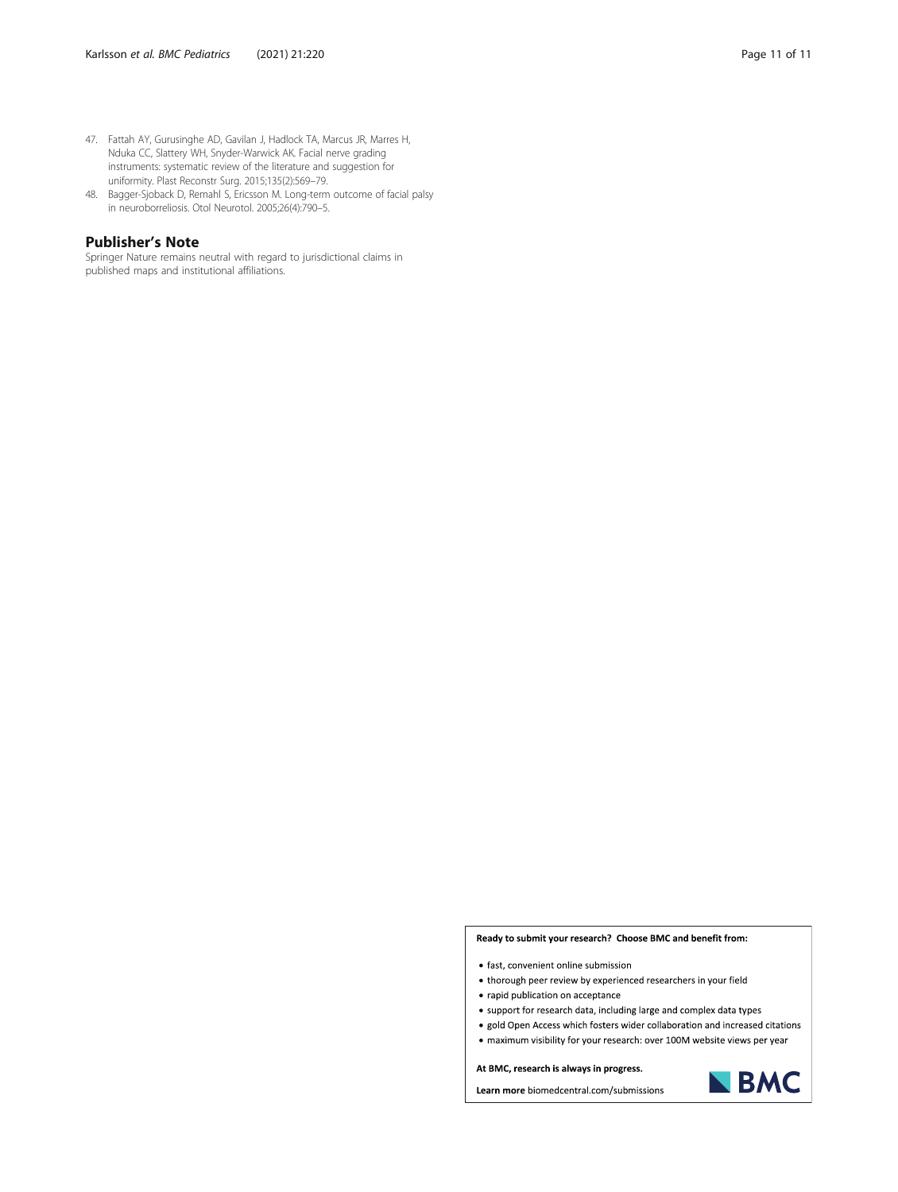47. Fattah AY, Gurusinghe AD, Gavilan J, Hadlock TA, Marcus JR, Marres H, Nduka CC, Slattery WH, Snyder-Warwick AK. Facial nerve grading instruments: systematic review of the literature and suggestion for uniformity. Plast Reconstr Surg. 2015;135(2):569–79.
48. Bagger-Sjoback D, Remahl S, Ericsson M. Long-term outcome of facial palsy in neuroborreliosis. Otol Neurotol. 2005;26(4):790–5.

## Publisher's Note

Springer Nature remains neutral with regard to jurisdictional claims in published maps and institutional affiliations.

**Ready to submit your research? Choose BMC and benefit from:**

- fast, convenient online submission
- thorough peer review by experienced researchers in your field
- rapid publication on acceptance
- support for research data, including large and complex data types
- gold Open Access which fosters wider collaboration and increased citations
- maximum visibility for your research: over 100M website views per year

**At BMC, research is always in progress.**

**Learn more** biomedcentral.com/submissions

BMC